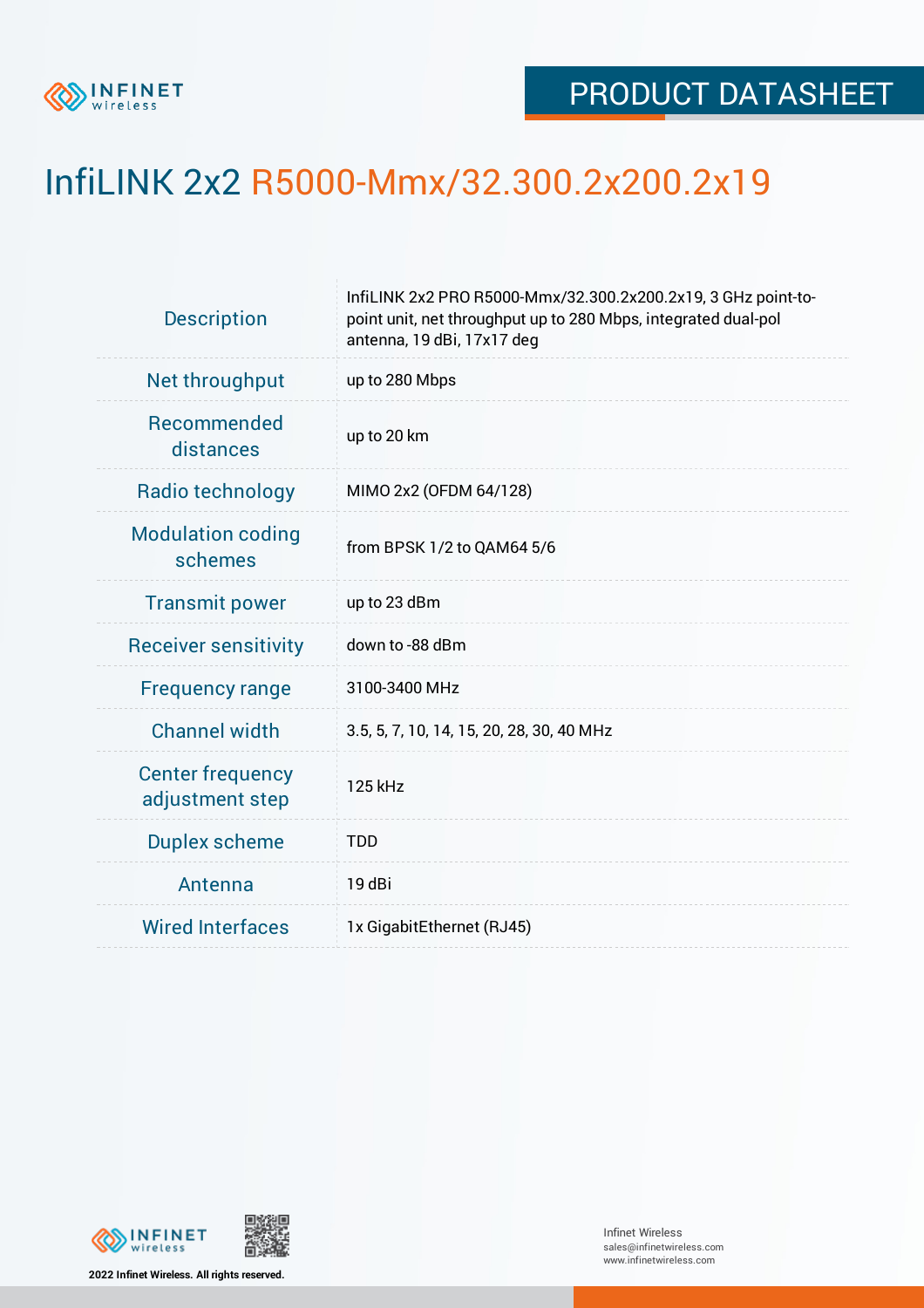PRODUCT DATASHEET

# InfiLINK 2x2 R5000-Mmx/32.300.2x200.2x19

| | |
|---|---|
| Description | InfiLINK 2x2 PRO R5000-Mmx/32.300.2x200.2x19, 3 GHz point-to-point unit, net throughput up to 280 Mbps, integrated dual-pol antenna, 19 dBi, 17x17 deg |
| Net throughput | up to 280 Mbps |
| Recommended distances | up to 20 km |
| Radio technology | MIMO 2x2 (OFDM 64/128) |
| Modulation coding schemes | from BPSK 1/2 to QAM64 5/6 |
| Transmit power | up to 23 dBm |
| Receiver sensitivity | down to -88 dBm |
| Frequency range | 3100-3400 MHz |
| Channel width | 3.5, 5, 7, 10, 14, 15, 20, 28, 30, 40 MHz |
| Center frequency adjustment step | 125 kHz |
| Duplex scheme | TDD |
| Antenna | 19 dBi |
| Wired Interfaces | 1x GigabitEthernet (RJ45) |

**2022 Infinet Wireless. All rights reserved.**

Infinet Wireless
sales@infinetwireless.com
www.infinetwireless.com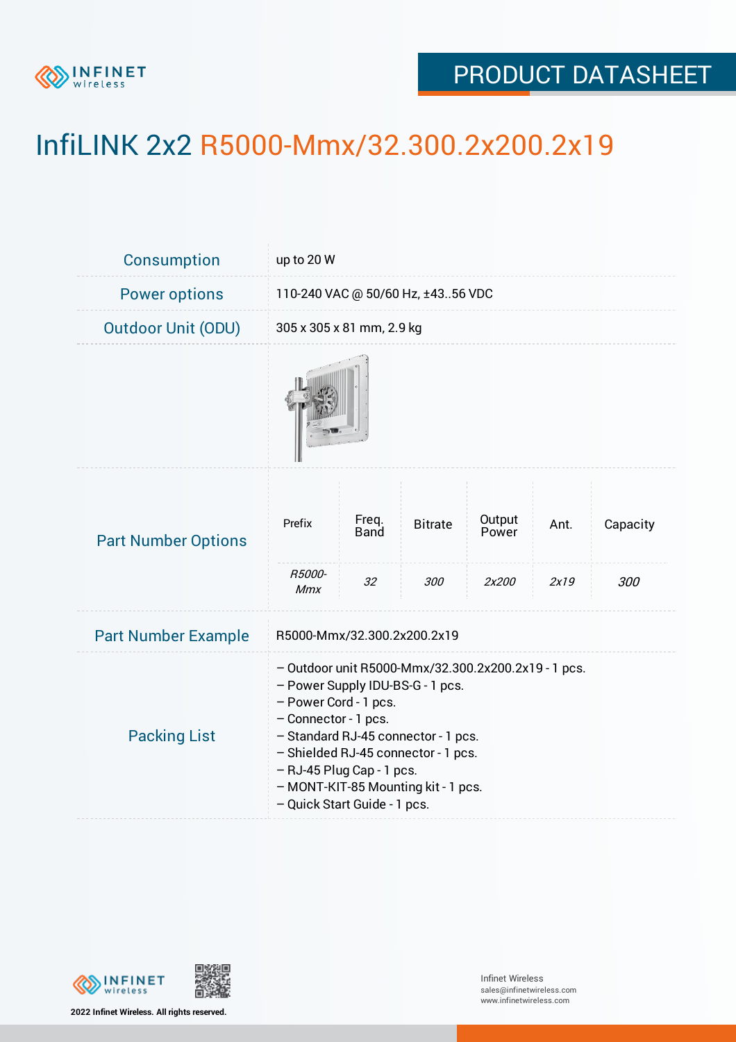# InfiLINK 2x2 R5000-Mmx/32.300.2x200.2x19

| | |
|---|---|
| Consumption | up to 20 W |
| Power options | 110-240 VAC @ 50/60 Hz, ±43..56 VDC |
| Outdoor Unit (ODU) | 305 x 305 x 81 mm, 2.9 kg |

**Part Number Options**

| Prefix | Freq. Band | Bitrate | Output Power | Ant. | Capacity |
|---|---|---|---|---|---|
| *R5000-Mmx* | *32* | *300* | *2x200* | *2x19* | *300* |

| | |
|---|---|
| Part Number Example | R5000-Mmx/32.300.2x200.2x19 |

**Packing List**

- Outdoor unit R5000-Mmx/32.300.2x200.2x19 - 1 pcs.
- Power Supply IDU-BS-G - 1 pcs.
- Power Cord - 1 pcs.
- Connector - 1 pcs.
- Standard RJ-45 connector - 1 pcs.
- Shielded RJ-45 connector - 1 pcs.
- RJ-45 Plug Cap - 1 pcs.
- MONT-KIT-85 Mounting kit - 1 pcs.
- Quick Start Guide - 1 pcs.

2022 Infinet Wireless. All rights reserved.

Infinet Wireless
sales@infinetwireless.com
www.infinetwireless.com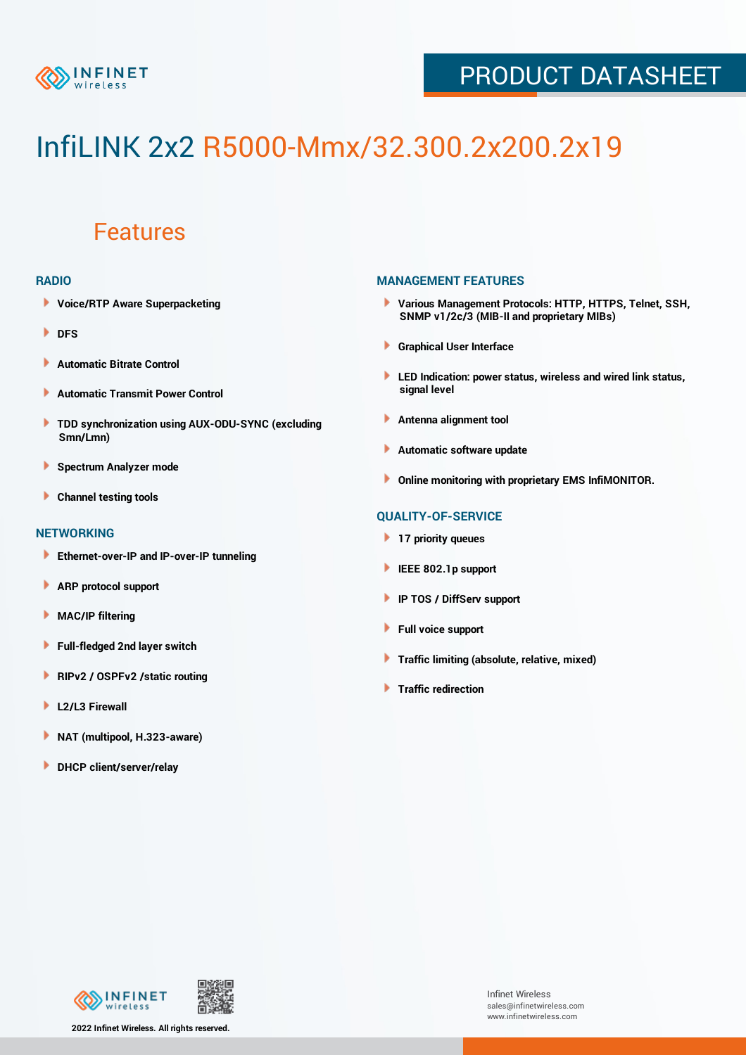# InfiLINK 2x2 R5000-Mmx/32.300.2x200.2x19

## Features

### RADIO

- Voice/RTP Aware Superpacketing
- DFS
- Automatic Bitrate Control
- Automatic Transmit Power Control
- TDD synchronization using AUX-ODU-SYNC (excluding Smn/Lmn)
- Spectrum Analyzer mode
- Channel testing tools

### NETWORKING

- Ethernet-over-IP and IP-over-IP tunneling
- ARP protocol support
- MAC/IP filtering
- Full-fledged 2nd layer switch
- RIPv2 / OSPFv2 /static routing
- L2/L3 Firewall
- NAT (multipool, H.323-aware)
- DHCP client/server/relay

### MANAGEMENT FEATURES

- Various Management Protocols: HTTP, HTTPS, Telnet, SSH, SNMP v1/2c/3 (MIB-II and proprietary MIBs)
- Graphical User Interface
- LED Indication: power status, wireless and wired link status, signal level
- Antenna alignment tool
- Automatic software update
- Online monitoring with proprietary EMS InfiMONITOR.

### QUALITY-OF-SERVICE

- 17 priority queues
- IEEE 802.1p support
- IP TOS / DiffServ support
- Full voice support
- Traffic limiting (absolute, relative, mixed)
- Traffic redirection

2022 Infinet Wireless. All rights reserved.

Infinet Wireless
sales@infinetwireless.com
www.infinetwireless.com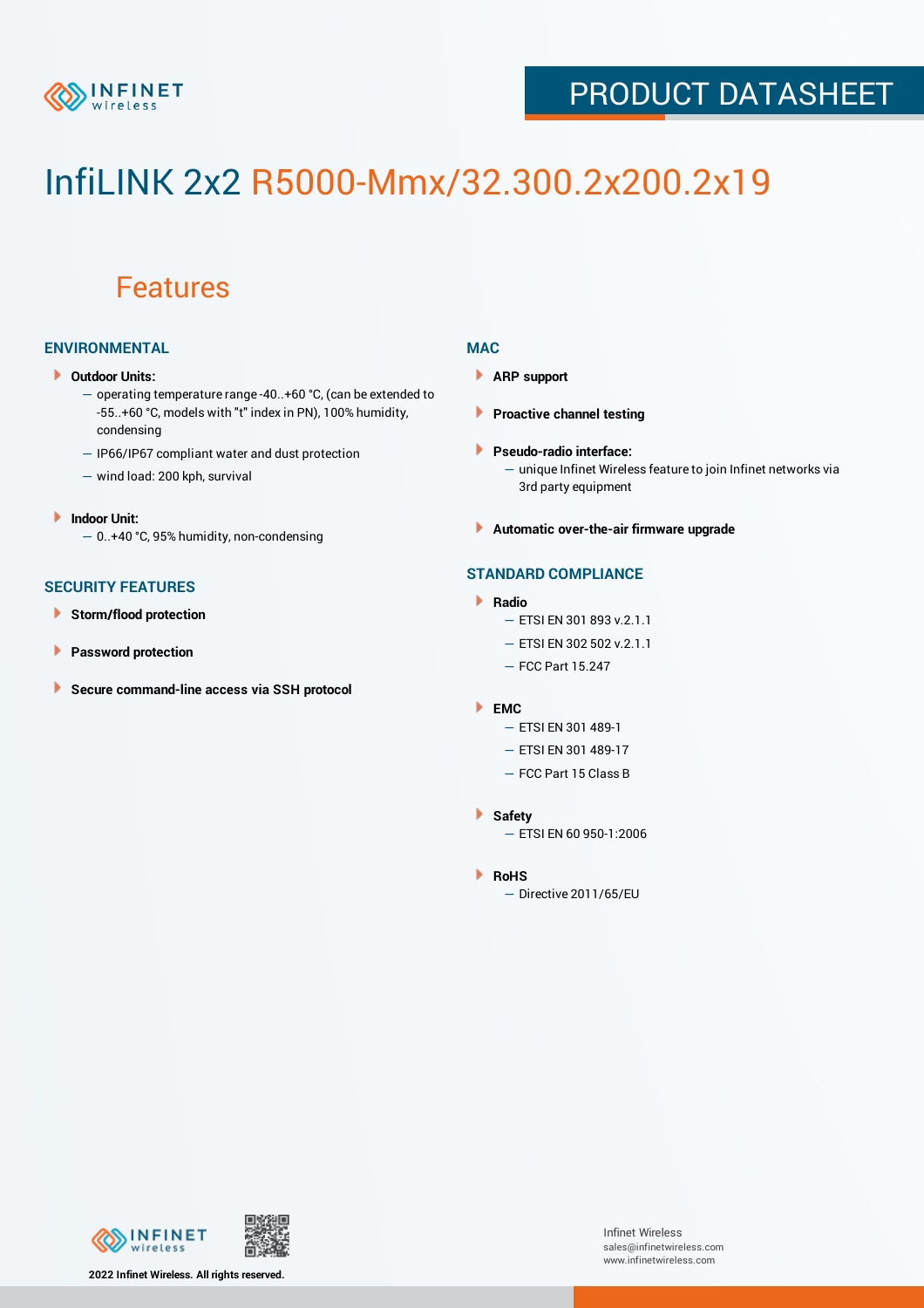# InfiLINK 2x2 R5000-Mmx/32.300.2x200.2x19

## Features

### ENVIRONMENTAL

- **Outdoor Units:**
  - operating temperature range -40..+60 °C, (can be extended to -55..+60 °C, models with "t" index in PN), 100% humidity, condensing
  - IP66/IP67 compliant water and dust protection
  - wind load: 200 kph, survival
- **Indoor Unit:**
  - 0..+40 °C, 95% humidity, non-condensing

### SECURITY FEATURES

- **Storm/flood protection**
- **Password protection**
- **Secure command-line access via SSH protocol**

### MAC

- **ARP support**
- **Proactive channel testing**
- **Pseudo-radio interface:**
  - unique Infinet Wireless feature to join Infinet networks via 3rd party equipment
- **Automatic over-the-air firmware upgrade**

### STANDARD COMPLIANCE

- **Radio**
  - ETSI EN 301 893 v.2.1.1
  - ETSI EN 302 502 v.2.1.1
  - FCC Part 15.247
- **EMC**
  - ETSI EN 301 489-1
  - ETSI EN 301 489-17
  - FCC Part 15 Class B
- **Safety**
  - ETSI EN 60 950-1:2006
- **RoHS**
  - Directive 2011/65/EU

2022 Infinet Wireless. All rights reserved.

Infinet Wireless
sales@infinetwireless.com
www.infinetwireless.com